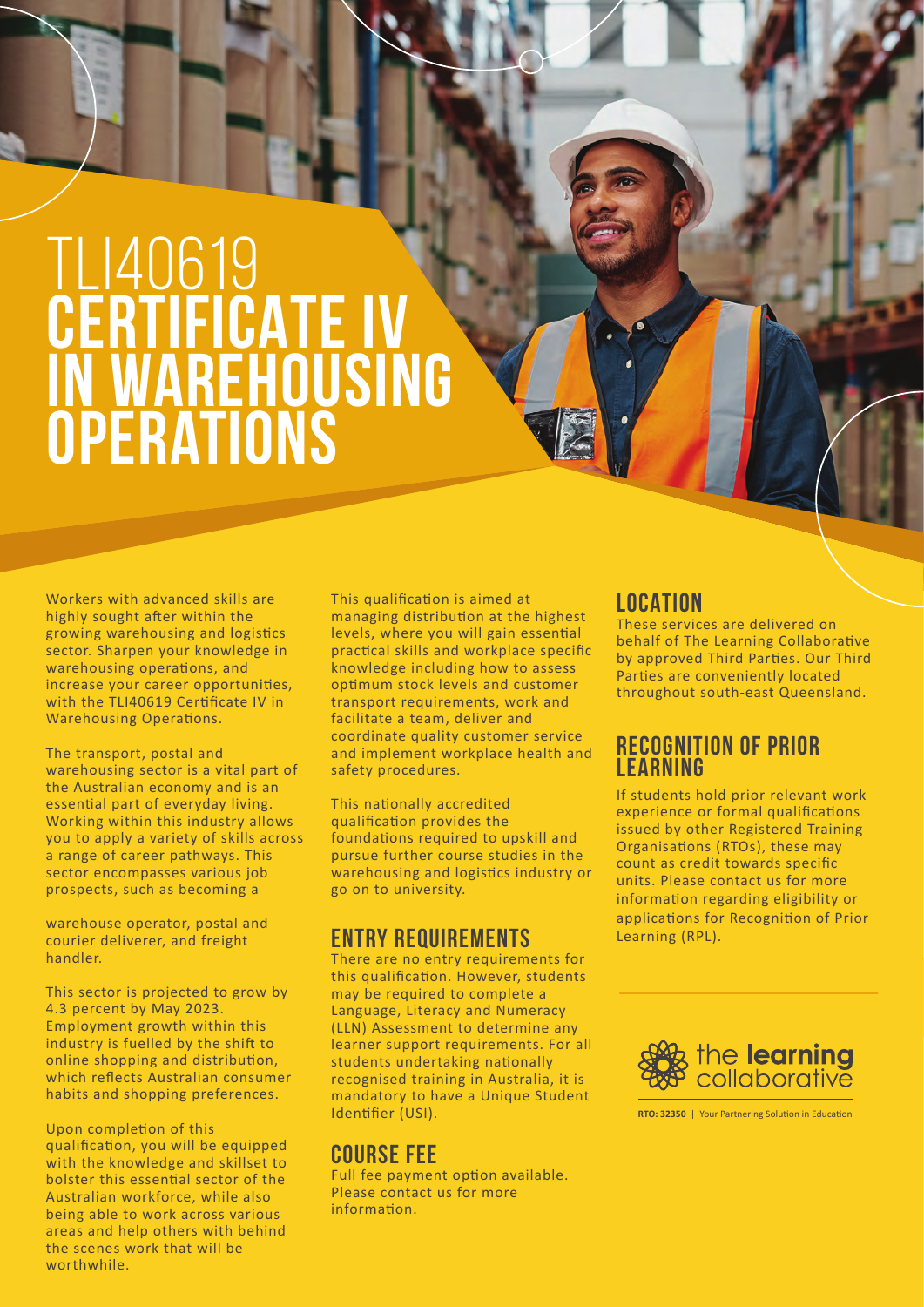# TLI40619 CERTIFICATE IV IN WAREHOUSING OPERATIONS

Workers with advanced skills are highly sought after within the growing warehousing and logistics sector. Sharpen your knowledge in warehousing operations, and increase your career opportunities, with the TLI40619 Certificate IV in Warehousing Operations.

The transport, postal and warehousing sector is a vital part of the Australian economy and is an essential part of everyday living. Working within this industry allows you to apply a variety of skills across a range of career pathways. This sector encompasses various job prospects, such as becoming a warehouse operator, postal and courier deliverer, and freight handler.

This sector is projected to grow by 4.3 percent by May 2023. Employment growth within this industry is fuelled by the shift to online shopping and distribution, which reflects Australian consumer habits and shopping preferences.

Upon completion of this qualification, you will be equipped with the knowledge and skillset to bolster this essential sector of the Australian workforce, while also being able to work across various areas and help others with behind the scenes work that will be worthwhile.

This qualification is aimed at managing distribution at the highest levels, where you will gain essential practical skills and workplace specific knowledge including how to assess optimum stock levels and customer transport requirements, work and facilitate a team, deliver and coordinate quality customer service and implement workplace health and safety procedures.

This nationally accredited qualification provides the foundations required to upskill and pursue further course studies in the warehousing and logistics industry or go on to university.

## ENTRY REQUIREMENTS

There are no entry requirements for this qualification. However, students may be required to complete a Language, Literacy and Numeracy (LLN) Assessment to determine any learner support requirements. For all students undertaking nationally recognised training in Australia, it is mandatory to have a Unique Student Identifier (USI).

## COURSE FEE

Full fee payment option available. Please contact us for more information.

## LOCATION

These services are delivered on behalf of The Learning Collaborative by approved Third Parties. Our Third Parties are conveniently located throughout south-east Queensland.

## RECOGNITION OF PRIOR LEARNING

If students hold prior relevant work experience or formal qualifications issued by other Registered Training Organisations (RTOs), these may count as credit towards specific units. Please contact us for more information regarding eligibility or applications for Recognition of Prior Learning (RPL).

the **learning** collaborative

**RTO: 32350** | Your Partnering Solution in Education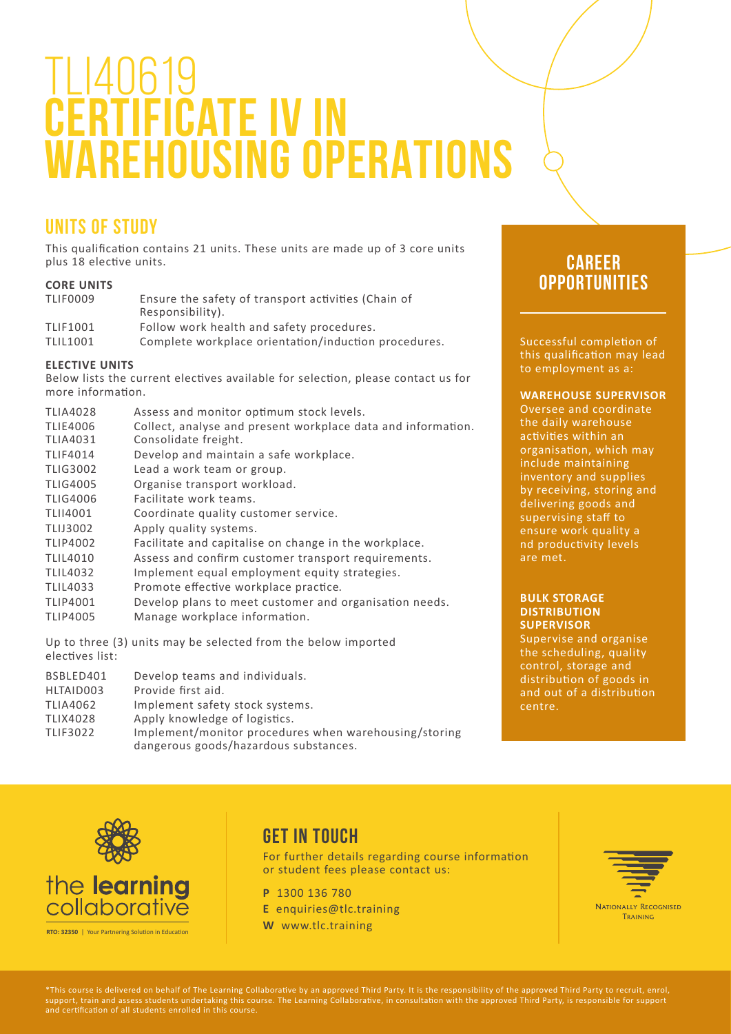# TLI40619
# CERTIFICATE IV IN WAREHOUSING OPERATIONS

## UNITS OF STUDY

This qualification contains 21 units. These units are made up of 3 core units plus 18 elective units.

**CORE UNITS**

| | |
|---|---|
| TLIF0009 | Ensure the safety of transport activities (Chain of Responsibility). |
| TLIF1001 | Follow work health and safety procedures. |
| TLIL1001 | Complete workplace orientation/induction procedures. |

**ELECTIVE UNITS**

Below lists the current electives available for selection, please contact us for more information.

| | |
|---|---|
| TLIA4028 | Assess and monitor optimum stock levels. |
| TLIE4006 | Collect, analyse and present workplace data and information. |
| TLIA4031 | Consolidate freight. |
| TLIF4014 | Develop and maintain a safe workplace. |
| TLIG3002 | Lead a work team or group. |
| TLIG4005 | Organise transport workload. |
| TLIG4006 | Facilitate work teams. |
| TLII4001 | Coordinate quality customer service. |
| TLIJ3002 | Apply quality systems. |
| TLIP4002 | Facilitate and capitalise on change in the workplace. |
| TLIL4010 | Assess and confirm customer transport requirements. |
| TLIL4032 | Implement equal employment equity strategies. |
| TLIL4033 | Promote effective workplace practice. |
| TLIP4001 | Develop plans to meet customer and organisation needs. |
| TLIP4005 | Manage workplace information. |

Up to three (3) units may be selected from the below imported electives list:

| | |
|---|---|
| BSBLED401 | Develop teams and individuals. |
| HLTAID003 | Provide first aid. |
| TLIA4062 | Implement safety stock systems. |
| TLIX4028 | Apply knowledge of logistics. |
| TLIF3022 | Implement/monitor procedures when warehousing/storing dangerous goods/hazardous substances. |

## CAREER OPPORTUNITIES

Successful completion of this qualification may lead to employment as a:

**WAREHOUSE SUPERVISOR**

Oversee and coordinate the daily warehouse activities within an organisation, which may include maintaining inventory and supplies by receiving, storing and delivering goods and supervising staff to ensure work quality a nd productivity levels are met.

**BULK STORAGE DISTRIBUTION SUPERVISOR**

Supervise and organise the scheduling, quality control, storage and distribution of goods in and out of a distribution centre.

the learning collaborative

RTO: 32350 | Your Partnering Solution in Education

## GET IN TOUCH

For further details regarding course information or student fees please contact us:

**P** 1300 136 780

**E** enquiries@tlc.training

**W** www.tlc.training

Nationally Recognised Training

*This course is delivered on behalf of The Learning Collaborative by an approved Third Party. It is the responsibility of the approved Third Party to recruit, enrol, support, train and assess students undertaking this course. The Learning Collaborative, in consultation with the approved Third Party, is responsible for support and certification of all students enrolled in this course.